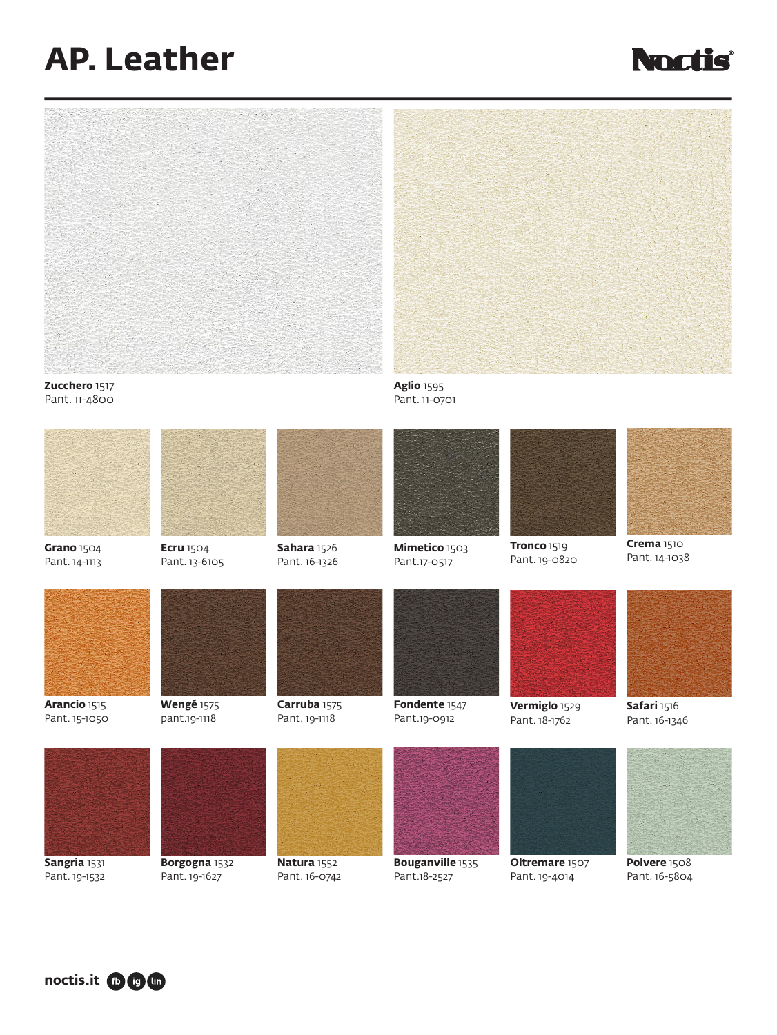# AP. Leather

Noctis

**Zucchero** 1517
Pant. 11-4800

**Aglio** 1595
Pant. 11-0701

**Grano** 1504
Pant. 14-1113

**Ecru** 1504
Pant. 13-6105

**Sahara** 1526
Pant. 16-1326

**Mimetico** 1503
Pant.17-0517

**Tronco** 1519
Pant. 19-0820

**Crema** 1510
Pant. 14-1038

**Arancio** 1515
Pant. 15-1050

**Wengé** 1575
pant.19-1118

**Carruba** 1575
Pant. 19-1118

**Fondente** 1547
Pant.19-0912

**Vermiglo** 1529
Pant. 18-1762

**Safari** 1516
Pant. 16-1346

**Sangria** 1531
Pant. 19-1532

**Borgogna** 1532
Pant. 19-1627

**Natura** 1552
Pant. 16-0742

**Bouganville** 1535
Pant.18-2527

**Oltremare** 1507
Pant. 19-4014

**Polvere** 1508
Pant. 16-5804

**noctis.it** fb ig lin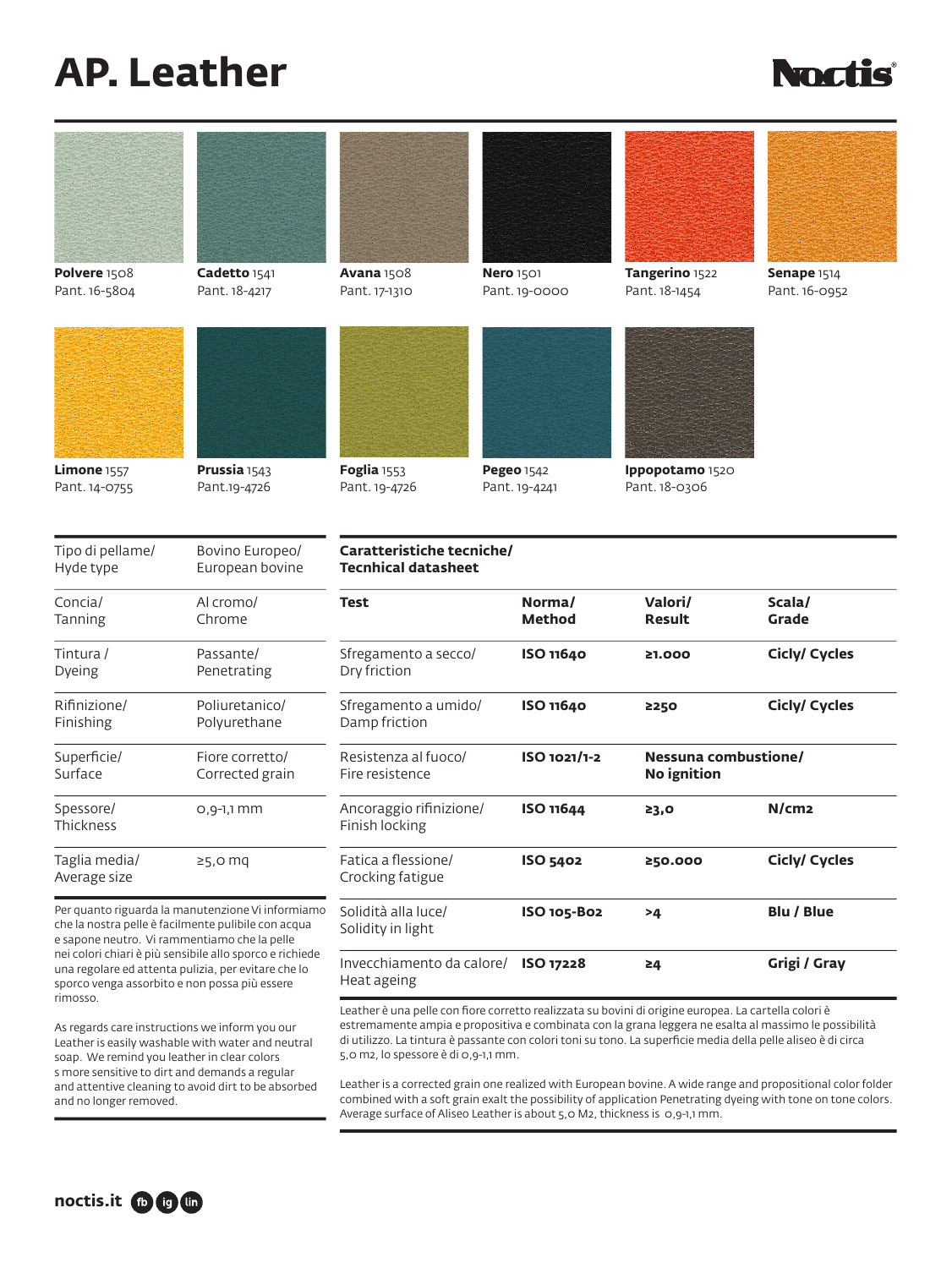# AP. Leather

Noctis

**Polvere** 1508
Pant. 16-5804

**Cadetto** 1541
Pant. 18-4217

**Avana** 1508
Pant. 17-1310

**Nero** 1501
Pant. 19-0000

**Tangerino** 1522
Pant. 18-1454

**Senape** 1514
Pant. 16-0952

**Limone** 1557
Pant. 14-0755

**Prussia** 1543
Pant.19-4726

**Foglia** 1553
Pant. 19-4726

**Pegeo** 1542
Pant. 19-4241

**Ippopotamo** 1520
Pant. 18-0306

| | |
|---|---|
| Tipo di pellame/ Hyde type | Bovino Europeo/ European bovine |
| Concia/ Tanning | Al cromo/ Chrome |
| Tintura / Dyeing | Passante/ Penetrating |
| Rifinizione/ Finishing | Poliuretanico/ Polyurethane |
| Superficie/ Surface | Fiore corretto/ Corrected grain |
| Spessore/ Thickness | 0,9-1,1 mm |
| Taglia media/ Average size | ≥5,0 mq |

Per quanto riguarda la manutenzione Vi informiamo che la nostra pelle è facilmente pulibile con acqua e sapone neutro. Vi rammentiamo che la pelle nei colori chiari è più sensibile allo sporco e richiede una regolare ed attenta pulizia, per evitare che lo sporco venga assorbito e non possa più essere rimosso.

As regards care instructions we inform you our Leather is easily washable with water and neutral soap. We remind you leather in clear colors s more sensitive to dirt and demands a regular and attentive cleaning to avoid dirt to be absorbed and no longer removed.

**Caratteristiche tecniche/ Tecnhical datasheet**

| **Test** | **Norma/ Method** | **Valori/ Result** | **Scala/ Grade** |
|---|---|---|---|
| Sfregamento a secco/ Dry friction | **ISO 11640** | **≥1.000** | **Cicly/ Cycles** |
| Sfregamento a umido/ Damp friction | **ISO 11640** | **≥250** | **Cicly/ Cycles** |
| Resistenza al fuoco/ Fire resistence | **ISO 1021/1-2** | **Nessuna combustione/ No ignition** | |
| Ancoraggio rifinizione/ Finish locking | **ISO 11644** | **≥3,0** | **N/cm2** |
| Fatica a flessione/ Crocking fatigue | **ISO 5402** | **≥50.000** | **Cicly/ Cycles** |
| Solidità alla luce/ Solidity in light | **ISO 105-B02** | **>4** | **Blu / Blue** |
| Invecchiamento da calore/ Heat ageing | **ISO 17228** | **≥4** | **Grigi / Gray** |

Leather è una pelle con fiore corretto realizzata su bovini di origine europea. La cartella colori è estremamente ampia e propositiva e combinata con la grana leggera ne esalta al massimo le possibilità di utilizzo. La tintura è passante con colori toni su tono. La superficie media della pelle aliseo è di circa 5,0 m2, lo spessore è di 0,9-1,1 mm.

Leather is a corrected grain one realized with European bovine. A wide range and propositional color folder combined with a soft grain exalt the possibility of application Penetrating dyeing with tone on tone colors. Average surface of Aliseo Leather is about 5,0 M2, thickness is 0,9-1,1 mm.

**noctis.it** fb ig lin